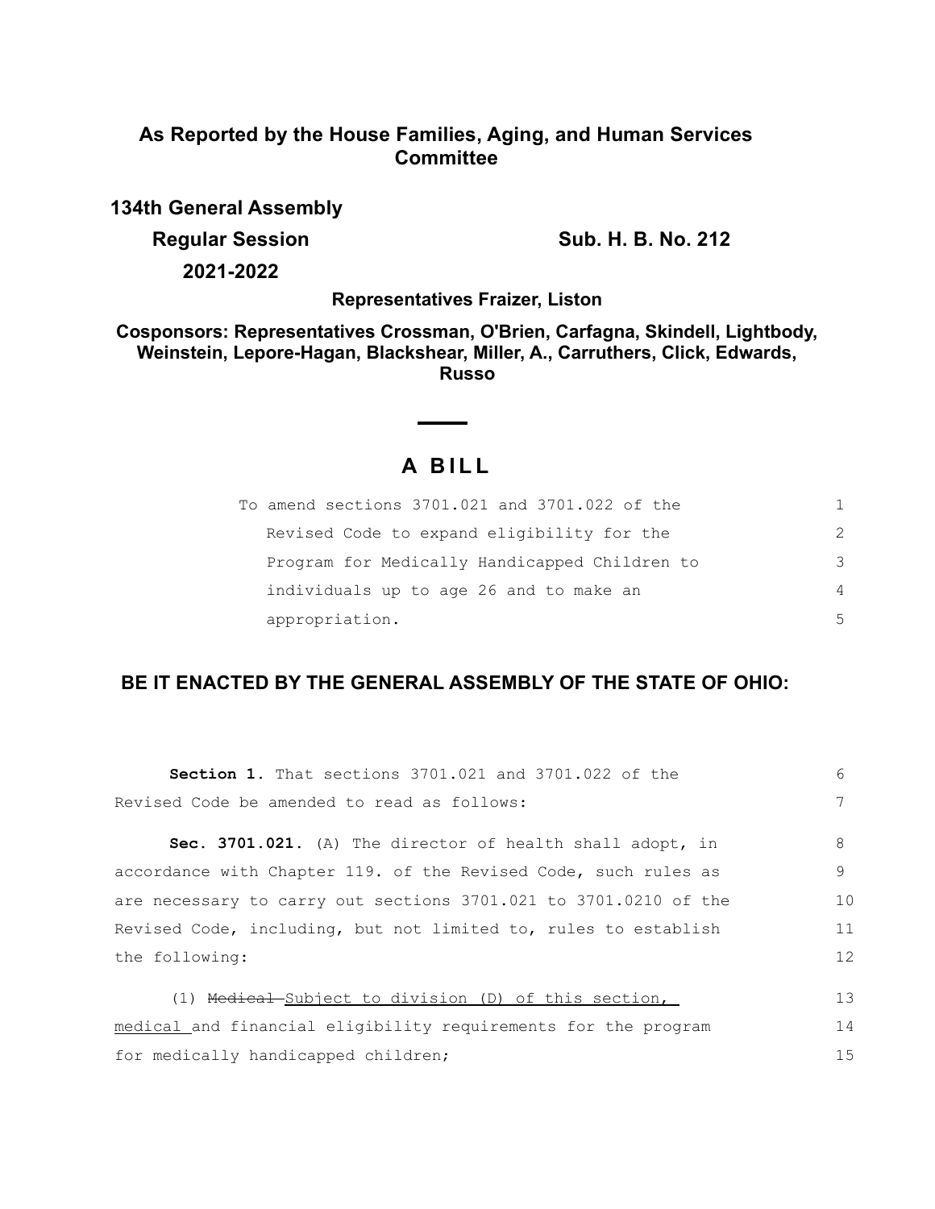**As Reported by the House Families, Aging, and Human Services Committee**

**134th General Assembly**

**Regular Session**

**2021-2022**

**Sub. H. B. No. 212**

**Representatives Fraizer, Liston**

**Cosponsors: Representatives Crossman, O'Brien, Carfagna, Skindell, Lightbody, Weinstein, Lepore-Hagan, Blackshear, Miller, A., Carruthers, Click, Edwards, Russo**

# A BILL

To amend sections 3701.021 and 3701.022 of the Revised Code to expand eligibility for the Program for Medically Handicapped Children to individuals up to age 26 and to make an appropriation.

## BE IT ENACTED BY THE GENERAL ASSEMBLY OF THE STATE OF OHIO:

**Section 1.** That sections 3701.021 and 3701.022 of the Revised Code be amended to read as follows:

**Sec. 3701.021.** (A) The director of health shall adopt, in accordance with Chapter 119. of the Revised Code, such rules as are necessary to carry out sections 3701.021 to 3701.0210 of the Revised Code, including, but not limited to, rules to establish the following:

(1) ~~Medical~~ <u>Subject to division (D) of this section, medical</u> and financial eligibility requirements for the program for medically handicapped children;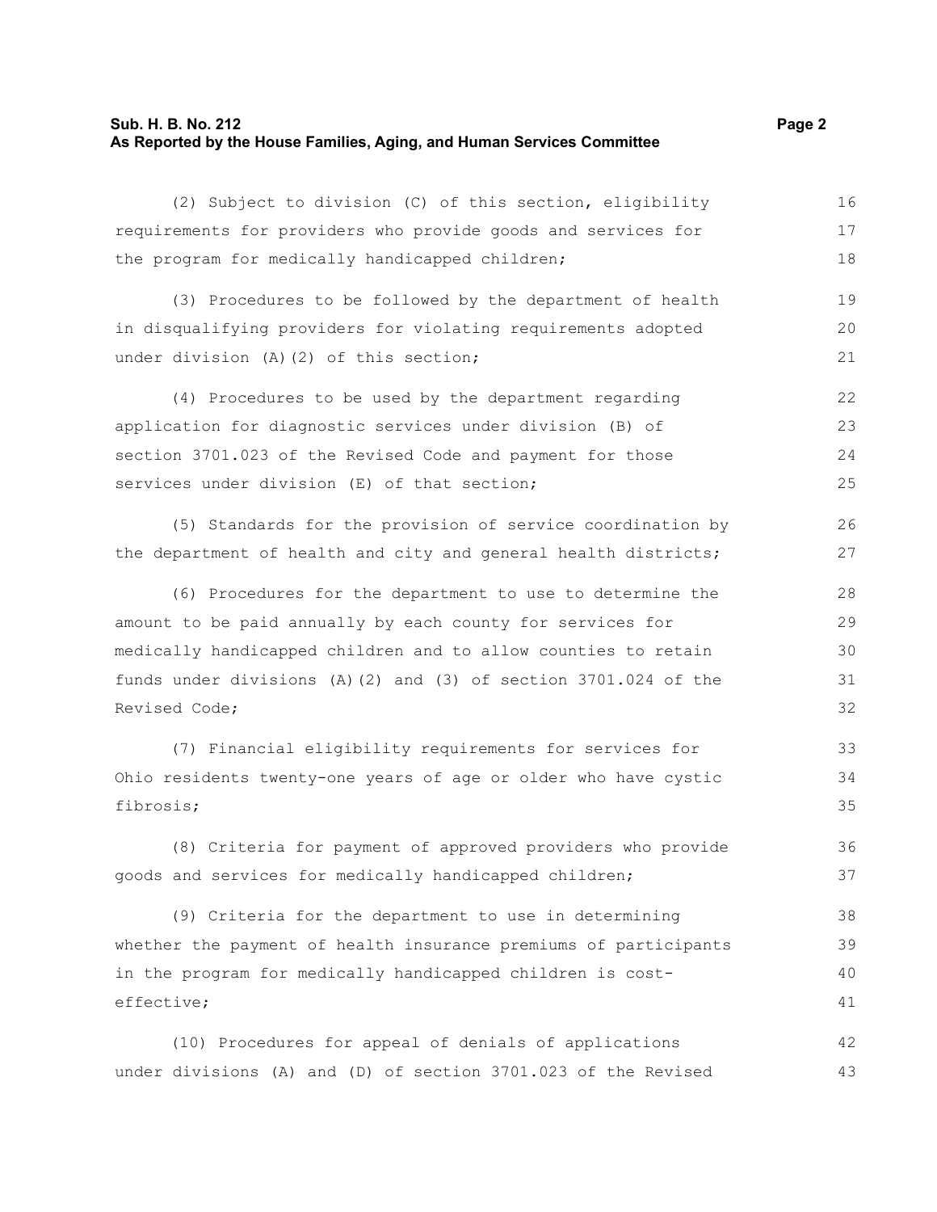(2) Subject to division (C) of this section, eligibility requirements for providers who provide goods and services for the program for medically handicapped children;

(3) Procedures to be followed by the department of health in disqualifying providers for violating requirements adopted under division (A)(2) of this section;

(4) Procedures to be used by the department regarding application for diagnostic services under division (B) of section 3701.023 of the Revised Code and payment for those services under division (E) of that section;

(5) Standards for the provision of service coordination by the department of health and city and general health districts;

(6) Procedures for the department to use to determine the amount to be paid annually by each county for services for medically handicapped children and to allow counties to retain funds under divisions (A)(2) and (3) of section 3701.024 of the Revised Code;

(7) Financial eligibility requirements for services for Ohio residents twenty-one years of age or older who have cystic fibrosis;

(8) Criteria for payment of approved providers who provide goods and services for medically handicapped children;

(9) Criteria for the department to use in determining whether the payment of health insurance premiums of participants in the program for medically handicapped children is cost-effective;

(10) Procedures for appeal of denials of applications under divisions (A) and (D) of section 3701.023 of the Revised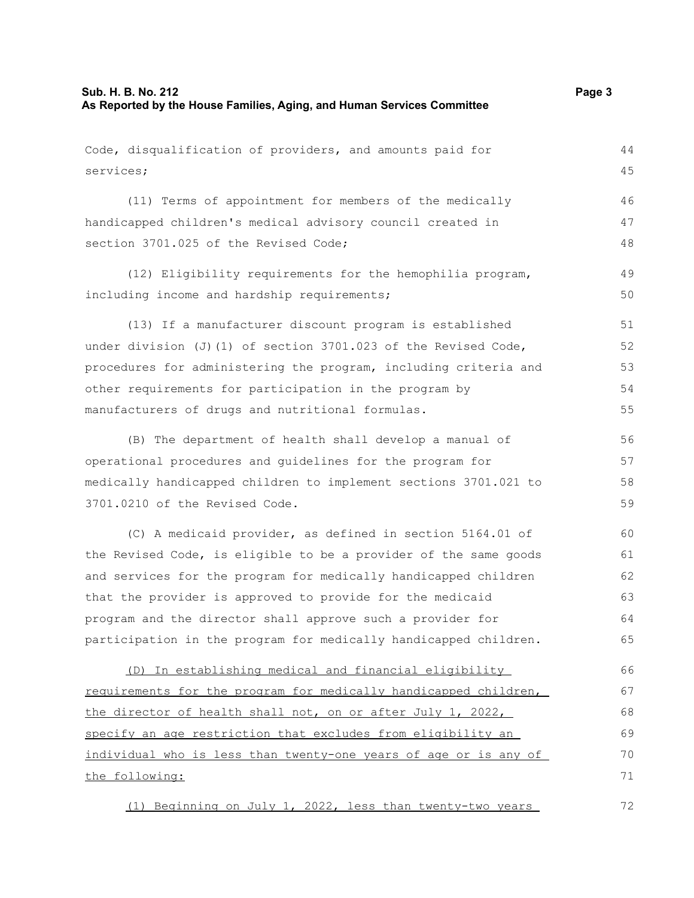Code, disqualification of providers, and amounts paid for services;

(11) Terms of appointment for members of the medically handicapped children's medical advisory council created in section 3701.025 of the Revised Code;

(12) Eligibility requirements for the hemophilia program, including income and hardship requirements;

(13) If a manufacturer discount program is established under division (J)(1) of section 3701.023 of the Revised Code, procedures for administering the program, including criteria and other requirements for participation in the program by manufacturers of drugs and nutritional formulas.

(B) The department of health shall develop a manual of operational procedures and guidelines for the program for medically handicapped children to implement sections 3701.021 to 3701.0210 of the Revised Code.

(C) A medicaid provider, as defined in section 5164.01 of the Revised Code, is eligible to be a provider of the same goods and services for the program for medically handicapped children that the provider is approved to provide for the medicaid program and the director shall approve such a provider for participation in the program for medically handicapped children.

<u>(D) In establishing medical and financial eligibility requirements for the program for medically handicapped children, the director of health shall not, on or after July 1, 2022, specify an age restriction that excludes from eligibility an individual who is less than twenty-one years of age or is any of the following:</u>

<u>(1) Beginning on July 1, 2022, less than twenty-two years</u>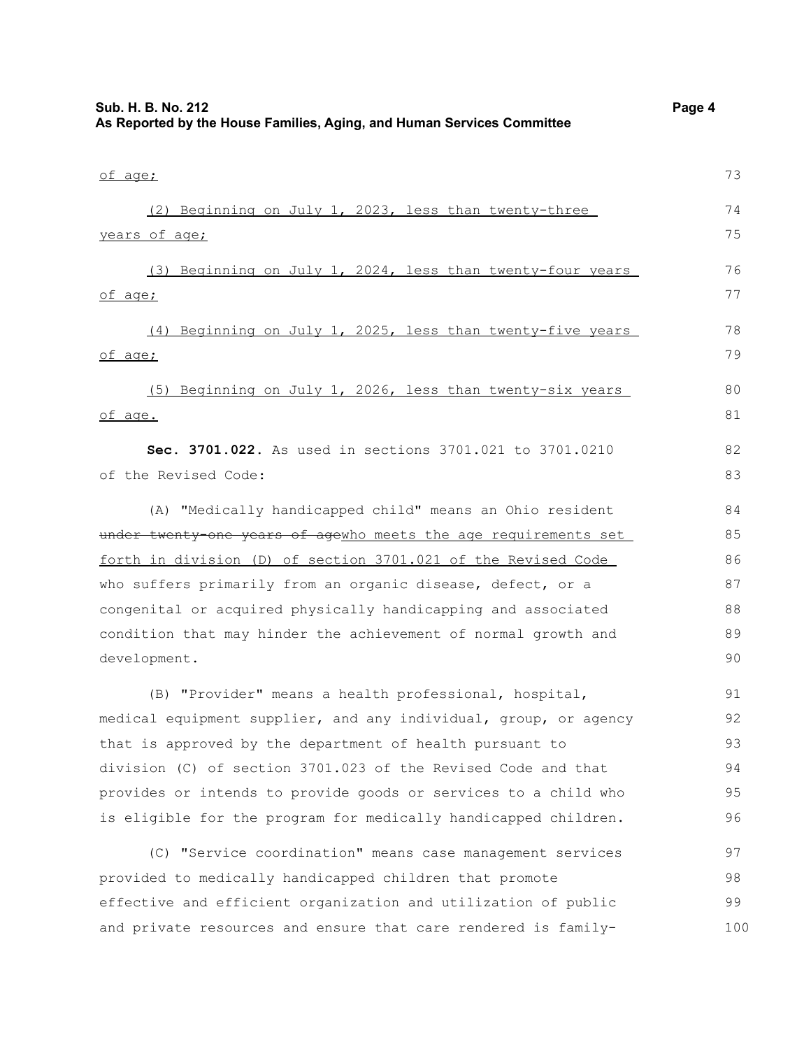of age;

(2) Beginning on July 1, 2023, less than twenty-three years of age;

(3) Beginning on July 1, 2024, less than twenty-four years of age;

(4) Beginning on July 1, 2025, less than twenty-five years of age;

(5) Beginning on July 1, 2026, less than twenty-six years of age.

**Sec. 3701.022.** As used in sections 3701.021 to 3701.0210 of the Revised Code:

(A) "Medically handicapped child" means an Ohio resident ~~under twenty-one years of age~~who meets the age requirements set forth in division (D) of section 3701.021 of the Revised Code who suffers primarily from an organic disease, defect, or a congenital or acquired physically handicapping and associated condition that may hinder the achievement of normal growth and development.

(B) "Provider" means a health professional, hospital, medical equipment supplier, and any individual, group, or agency that is approved by the department of health pursuant to division (C) of section 3701.023 of the Revised Code and that provides or intends to provide goods or services to a child who is eligible for the program for medically handicapped children.

(C) "Service coordination" means case management services provided to medically handicapped children that promote effective and efficient organization and utilization of public and private resources and ensure that care rendered is family-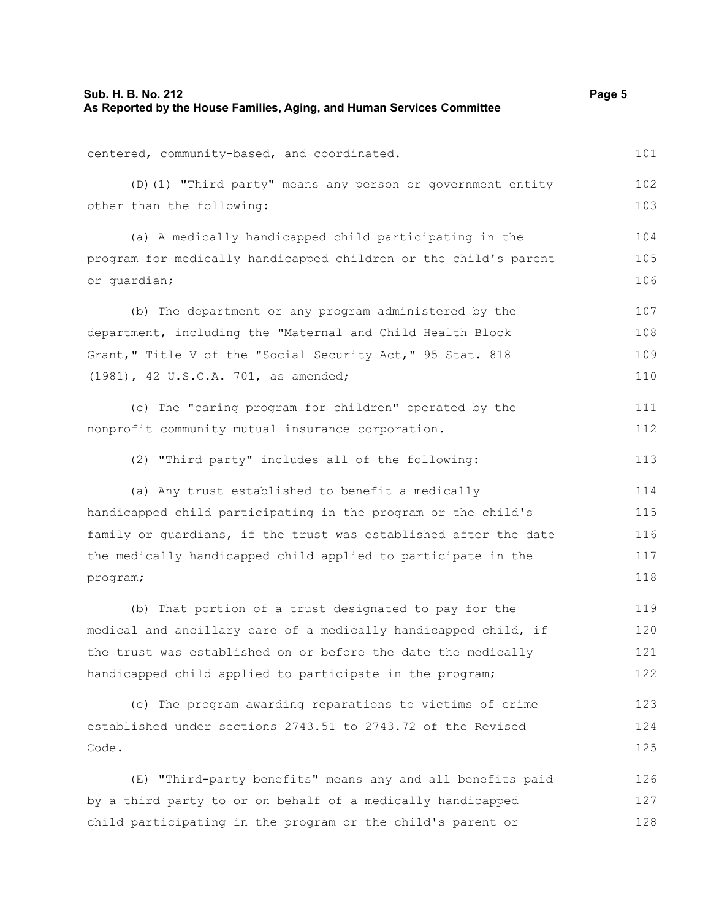centered, community-based, and coordinated.

(D)(1) "Third party" means any person or government entity other than the following:

(a) A medically handicapped child participating in the program for medically handicapped children or the child's parent or guardian;

(b) The department or any program administered by the department, including the "Maternal and Child Health Block Grant," Title V of the "Social Security Act," 95 Stat. 818 (1981), 42 U.S.C.A. 701, as amended;

(c) The "caring program for children" operated by the nonprofit community mutual insurance corporation.

(2) "Third party" includes all of the following:

(a) Any trust established to benefit a medically handicapped child participating in the program or the child's family or guardians, if the trust was established after the date the medically handicapped child applied to participate in the program;

(b) That portion of a trust designated to pay for the medical and ancillary care of a medically handicapped child, if the trust was established on or before the date the medically handicapped child applied to participate in the program;

(c) The program awarding reparations to victims of crime established under sections 2743.51 to 2743.72 of the Revised Code.

(E) "Third-party benefits" means any and all benefits paid by a third party to or on behalf of a medically handicapped child participating in the program or the child's parent or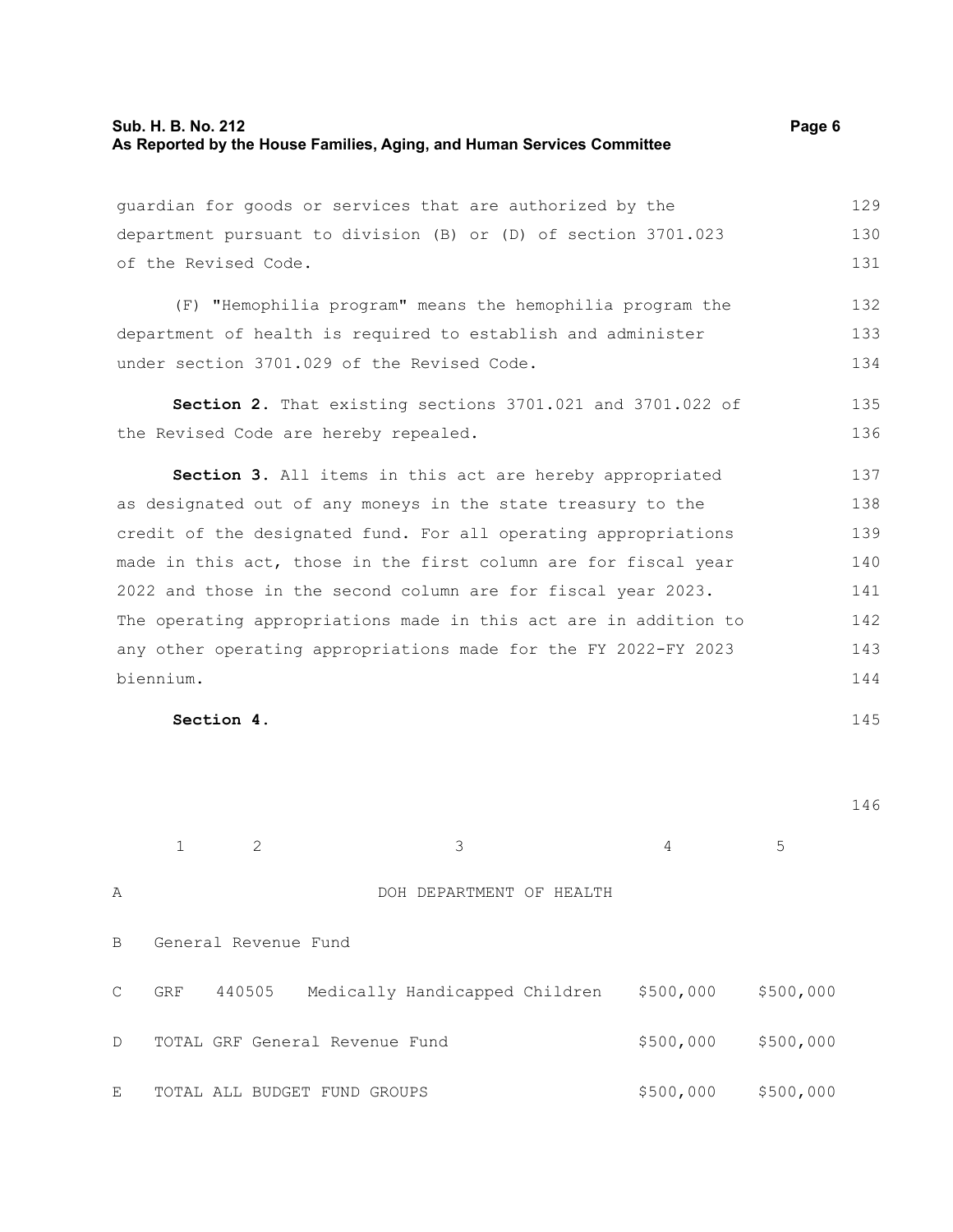guardian for goods or services that are authorized by the department pursuant to division (B) or (D) of section 3701.023 of the Revised Code.

(F) "Hemophilia program" means the hemophilia program the department of health is required to establish and administer under section 3701.029 of the Revised Code.

**Section 2.** That existing sections 3701.021 and 3701.022 of the Revised Code are hereby repealed.

**Section 3.** All items in this act are hereby appropriated as designated out of any moneys in the state treasury to the credit of the designated fund. For all operating appropriations made in this act, those in the first column are for fiscal year 2022 and those in the second column are for fiscal year 2023. The operating appropriations made in this act are in addition to any other operating appropriations made for the FY 2022-FY 2023 biennium.

**Section 4.**

| | 1 | 2 | 3 | 4 | 5 |
|---|---|---|---|---|---|
| A | | | DOH DEPARTMENT OF HEALTH | | |
| B | General Revenue Fund | | | | |
| C | GRF | 440505 | Medically Handicapped Children | $500,000 | $500,000 |
| D | TOTAL GRF General Revenue Fund | | | $500,000 | $500,000 |
| E | TOTAL ALL BUDGET FUND GROUPS | | | $500,000 | $500,000 |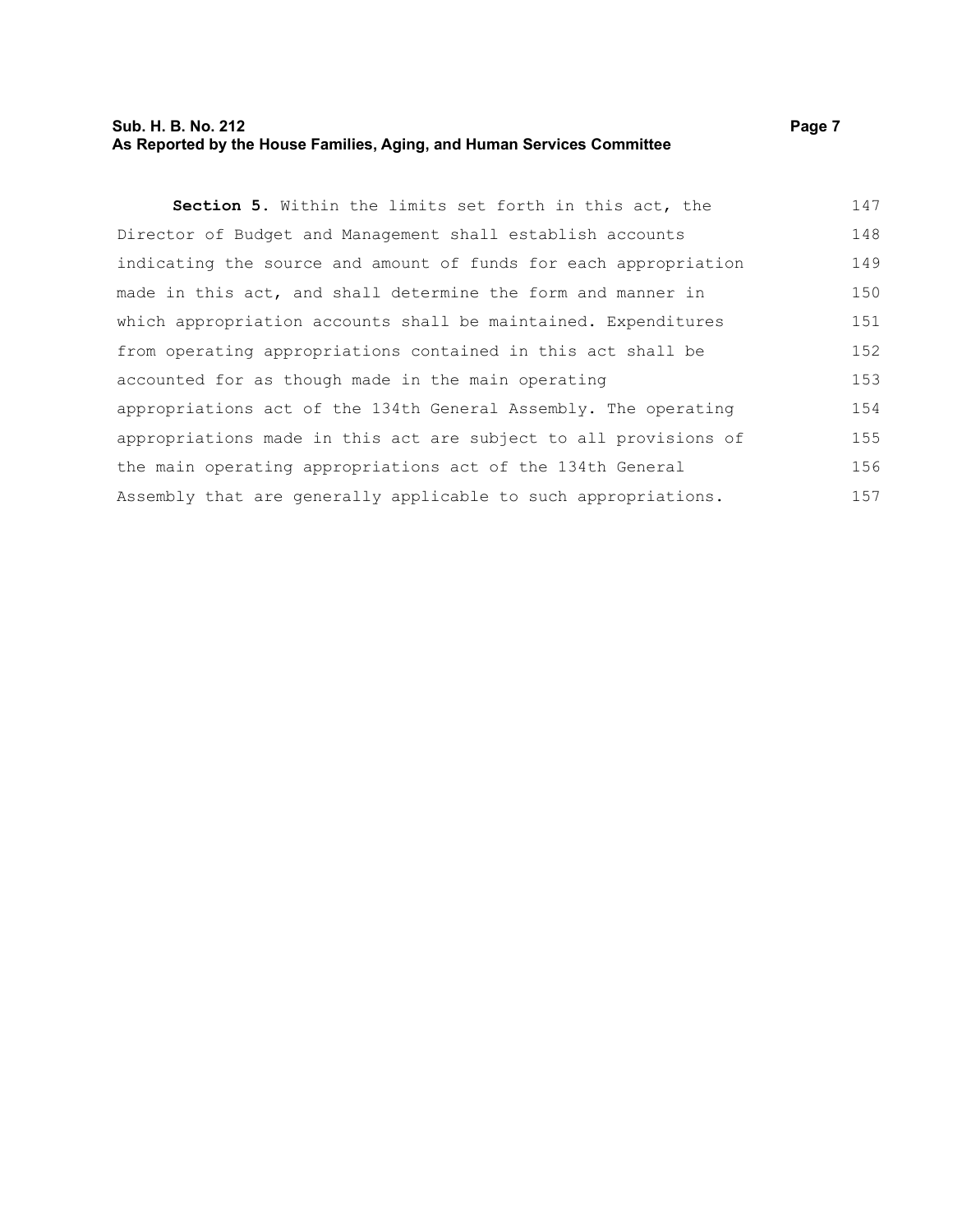**Section 5.** Within the limits set forth in this act, the Director of Budget and Management shall establish accounts indicating the source and amount of funds for each appropriation made in this act, and shall determine the form and manner in which appropriation accounts shall be maintained. Expenditures from operating appropriations contained in this act shall be accounted for as though made in the main operating appropriations act of the 134th General Assembly. The operating appropriations made in this act are subject to all provisions of the main operating appropriations act of the 134th General Assembly that are generally applicable to such appropriations.